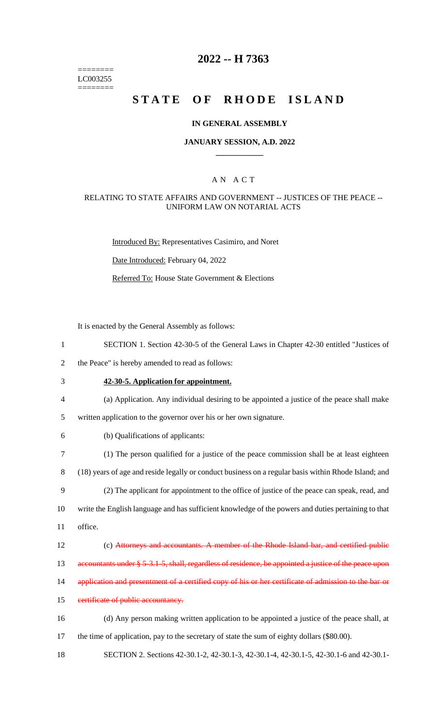========
LC003255
========

# 2022 -- H 7363

# STATE OF RHODE ISLAND

## IN GENERAL ASSEMBLY

### JANUARY SESSION, A.D. 2022

____________

A N A C T

RELATING TO STATE AFFAIRS AND GOVERNMENT -- JUSTICES OF THE PEACE -- UNIFORM LAW ON NOTARIAL ACTS

Introduced By: Representatives Casimiro, and Noret

Date Introduced: February 04, 2022

Referred To: House State Government & Elections

It is enacted by the General Assembly as follows:

1 SECTION 1. Section 42-30-5 of the General Laws in Chapter 42-30 entitled "Justices of
2 the Peace" is hereby amended to read as follows:

3 **42-30-5. Application for appointment.**

4 (a) Application. Any individual desiring to be appointed a justice of the peace shall make
5 written application to the governor over his or her own signature.

6 (b) Qualifications of applicants:

7 (1) The person qualified for a justice of the peace commission shall be at least eighteen
8 (18) years of age and reside legally or conduct business on a regular basis within Rhode Island; and

9 (2) The applicant for appointment to the office of justice of the peace can speak, read, and
10 write the English language and has sufficient knowledge of the powers and duties pertaining to that
11 office.

12 (c) ~~Attorneys and accountants. A member of the Rhode Island bar, and certified public~~
13 ~~accountants under § 5-3.1-5, shall, regardless of residence, be appointed a justice of the peace upon~~
14 ~~application and presentment of a certified copy of his or her certificate of admission to the bar or~~
15 ~~certificate of public accountancy.~~

16 (d) Any person making written application to be appointed a justice of the peace shall, at
17 the time of application, pay to the secretary of state the sum of eighty dollars ($80.00).

18 SECTION 2. Sections 42-30.1-2, 42-30.1-3, 42-30.1-4, 42-30.1-5, 42-30.1-6 and 42-30.1-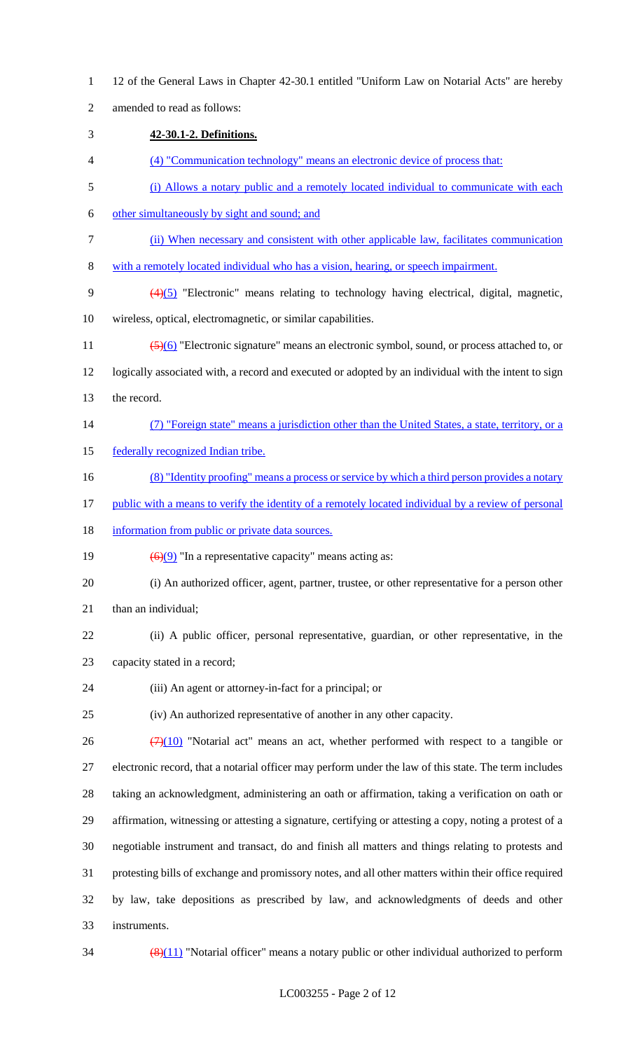12 of the General Laws in Chapter 42-30.1 entitled "Uniform Law on Notarial Acts" are hereby amended to read as follows:

**42-30.1-2. Definitions.**

(4) "Communication technology" means an electronic device of process that:

(i) Allows a notary public and a remotely located individual to communicate with each other simultaneously by sight and sound; and

(ii) When necessary and consistent with other applicable law, facilitates communication with a remotely located individual who has a vision, hearing, or speech impairment.

~~(4)~~(5) "Electronic" means relating to technology having electrical, digital, magnetic, wireless, optical, electromagnetic, or similar capabilities.

~~(5)~~(6) "Electronic signature" means an electronic symbol, sound, or process attached to, or logically associated with, a record and executed or adopted by an individual with the intent to sign the record.

(7) "Foreign state" means a jurisdiction other than the United States, a state, territory, or a federally recognized Indian tribe.

(8) "Identity proofing" means a process or service by which a third person provides a notary public with a means to verify the identity of a remotely located individual by a review of personal information from public or private data sources.

~~(6)~~(9) "In a representative capacity" means acting as:

(i) An authorized officer, agent, partner, trustee, or other representative for a person other than an individual;

(ii) A public officer, personal representative, guardian, or other representative, in the capacity stated in a record;

(iii) An agent or attorney-in-fact for a principal; or

(iv) An authorized representative of another in any other capacity.

~~(7)~~(10) "Notarial act" means an act, whether performed with respect to a tangible or electronic record, that a notarial officer may perform under the law of this state. The term includes taking an acknowledgment, administering an oath or affirmation, taking a verification on oath or affirmation, witnessing or attesting a signature, certifying or attesting a copy, noting a protest of a negotiable instrument and transact, do and finish all matters and things relating to protests and protesting bills of exchange and promissory notes, and all other matters within their office required by law, take depositions as prescribed by law, and acknowledgments of deeds and other instruments.

~~(8)~~(11) "Notarial officer" means a notary public or other individual authorized to perform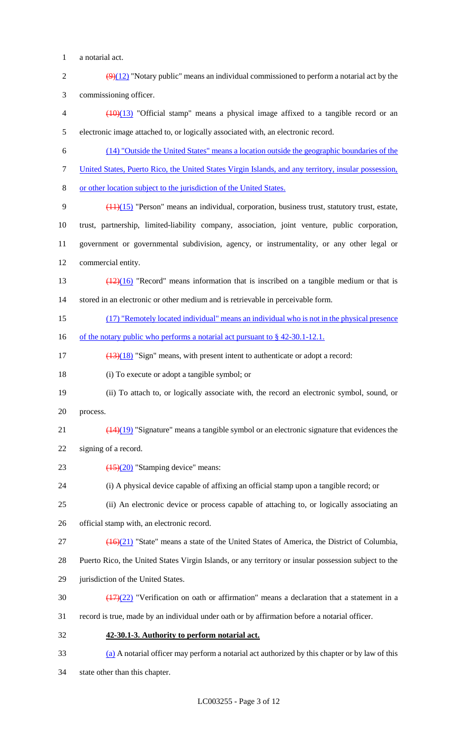a notarial act.

~~(9)~~(12) "Notary public" means an individual commissioned to perform a notarial act by the commissioning officer.

~~(10)~~(13) "Official stamp" means a physical image affixed to a tangible record or an electronic image attached to, or logically associated with, an electronic record.

(14) "Outside the United States" means a location outside the geographic boundaries of the United States, Puerto Rico, the United States Virgin Islands, and any territory, insular possession, or other location subject to the jurisdiction of the United States.

~~(11)~~(15) "Person" means an individual, corporation, business trust, statutory trust, estate, trust, partnership, limited-liability company, association, joint venture, public corporation, government or governmental subdivision, agency, or instrumentality, or any other legal or commercial entity.

~~(12)~~(16) "Record" means information that is inscribed on a tangible medium or that is stored in an electronic or other medium and is retrievable in perceivable form.

(17) "Remotely located individual" means an individual who is not in the physical presence of the notary public who performs a notarial act pursuant to § 42-30.1-12.1.

~~(13)~~(18) "Sign" means, with present intent to authenticate or adopt a record:

(i) To execute or adopt a tangible symbol; or

(ii) To attach to, or logically associate with, the record an electronic symbol, sound, or process.

~~(14)~~(19) "Signature" means a tangible symbol or an electronic signature that evidences the signing of a record.

~~(15)~~(20) "Stamping device" means:

(i) A physical device capable of affixing an official stamp upon a tangible record; or

(ii) An electronic device or process capable of attaching to, or logically associating an official stamp with, an electronic record.

~~(16)~~(21) "State" means a state of the United States of America, the District of Columbia, Puerto Rico, the United States Virgin Islands, or any territory or insular possession subject to the jurisdiction of the United States.

~~(17)~~(22) "Verification on oath or affirmation" means a declaration that a statement in a record is true, made by an individual under oath or by affirmation before a notarial officer.

**42-30.1-3. Authority to perform notarial act.**

(a) A notarial officer may perform a notarial act authorized by this chapter or by law of this state other than this chapter.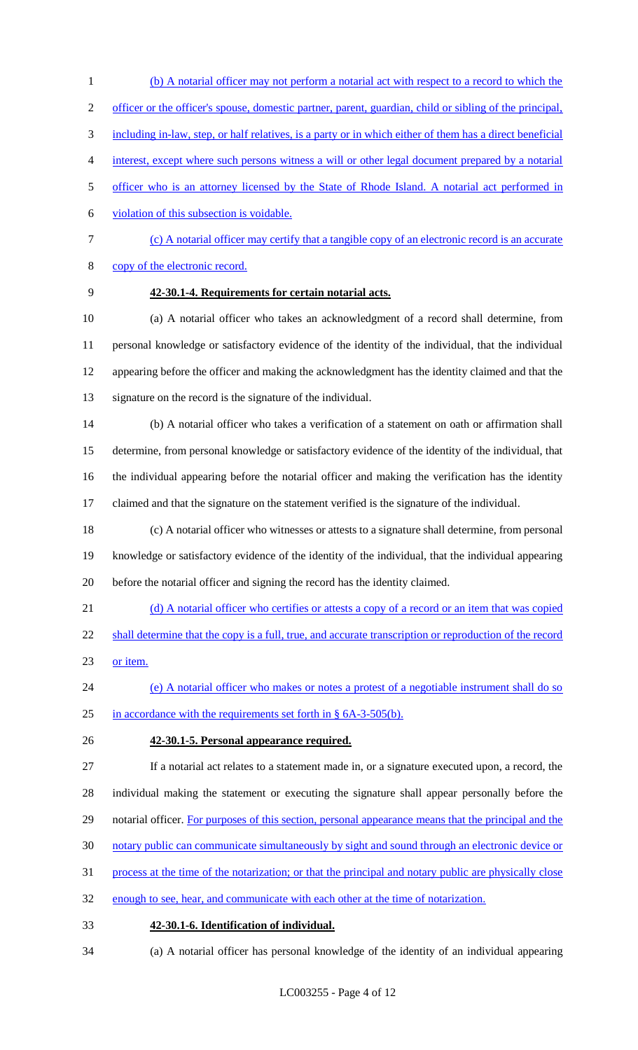(b) A notarial officer may not perform a notarial act with respect to a record to which the officer or the officer's spouse, domestic partner, parent, guardian, child or sibling of the principal, including in-law, step, or half relatives, is a party or in which either of them has a direct beneficial interest, except where such persons witness a will or other legal document prepared by a notarial officer who is an attorney licensed by the State of Rhode Island. A notarial act performed in violation of this subsection is voidable.

(c) A notarial officer may certify that a tangible copy of an electronic record is an accurate copy of the electronic record.

**42-30.1-4. Requirements for certain notarial acts.**

(a) A notarial officer who takes an acknowledgment of a record shall determine, from personal knowledge or satisfactory evidence of the identity of the individual, that the individual appearing before the officer and making the acknowledgment has the identity claimed and that the signature on the record is the signature of the individual.

(b) A notarial officer who takes a verification of a statement on oath or affirmation shall determine, from personal knowledge or satisfactory evidence of the identity of the individual, that the individual appearing before the notarial officer and making the verification has the identity claimed and that the signature on the statement verified is the signature of the individual.

(c) A notarial officer who witnesses or attests to a signature shall determine, from personal knowledge or satisfactory evidence of the identity of the individual, that the individual appearing before the notarial officer and signing the record has the identity claimed.

(d) A notarial officer who certifies or attests a copy of a record or an item that was copied shall determine that the copy is a full, true, and accurate transcription or reproduction of the record or item.

(e) A notarial officer who makes or notes a protest of a negotiable instrument shall do so in accordance with the requirements set forth in § 6A-3-505(b).

**42-30.1-5. Personal appearance required.**

If a notarial act relates to a statement made in, or a signature executed upon, a record, the individual making the statement or executing the signature shall appear personally before the notarial officer. For purposes of this section, personal appearance means that the principal and the notary public can communicate simultaneously by sight and sound through an electronic device or process at the time of the notarization; or that the principal and notary public are physically close enough to see, hear, and communicate with each other at the time of notarization.

**42-30.1-6. Identification of individual.**

(a) A notarial officer has personal knowledge of the identity of an individual appearing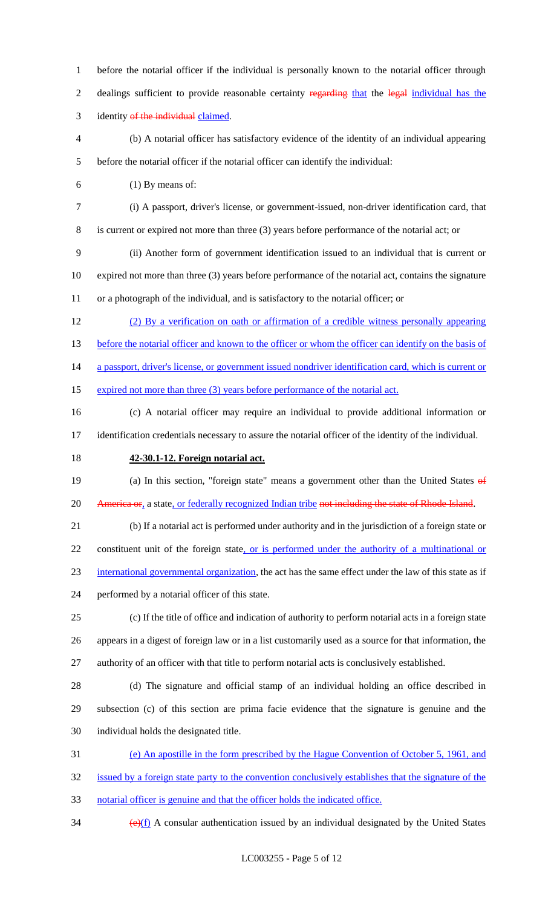before the notarial officer if the individual is personally known to the notarial officer through dealings sufficient to provide reasonable certainty ~~regarding~~ that the ~~legal~~ individual has the identity ~~of the individual~~ claimed.

(b) A notarial officer has satisfactory evidence of the identity of an individual appearing before the notarial officer if the notarial officer can identify the individual:

(1) By means of:

(i) A passport, driver's license, or government-issued, non-driver identification card, that is current or expired not more than three (3) years before performance of the notarial act; or

(ii) Another form of government identification issued to an individual that is current or expired not more than three (3) years before performance of the notarial act, contains the signature or a photograph of the individual, and is satisfactory to the notarial officer; or

(2) By a verification on oath or affirmation of a credible witness personally appearing before the notarial officer and known to the officer or whom the officer can identify on the basis of a passport, driver's license, or government issued nondriver identification card, which is current or expired not more than three (3) years before performance of the notarial act.

(c) A notarial officer may require an individual to provide additional information or identification credentials necessary to assure the notarial officer of the identity of the individual.

**42-30.1-12. Foreign notarial act.**

(a) In this section, "foreign state" means a government other than the United States ~~of America or~~, a state, or federally recognized Indian tribe ~~not including the state of Rhode Island~~.

(b) If a notarial act is performed under authority and in the jurisdiction of a foreign state or constituent unit of the foreign state, or is performed under the authority of a multinational or international governmental organization, the act has the same effect under the law of this state as if performed by a notarial officer of this state.

(c) If the title of office and indication of authority to perform notarial acts in a foreign state appears in a digest of foreign law or in a list customarily used as a source for that information, the authority of an officer with that title to perform notarial acts is conclusively established.

(d) The signature and official stamp of an individual holding an office described in subsection (c) of this section are prima facie evidence that the signature is genuine and the individual holds the designated title.

(e) An apostille in the form prescribed by the Hague Convention of October 5, 1961, and issued by a foreign state party to the convention conclusively establishes that the signature of the notarial officer is genuine and that the officer holds the indicated office.

~~(e)~~(f) A consular authentication issued by an individual designated by the United States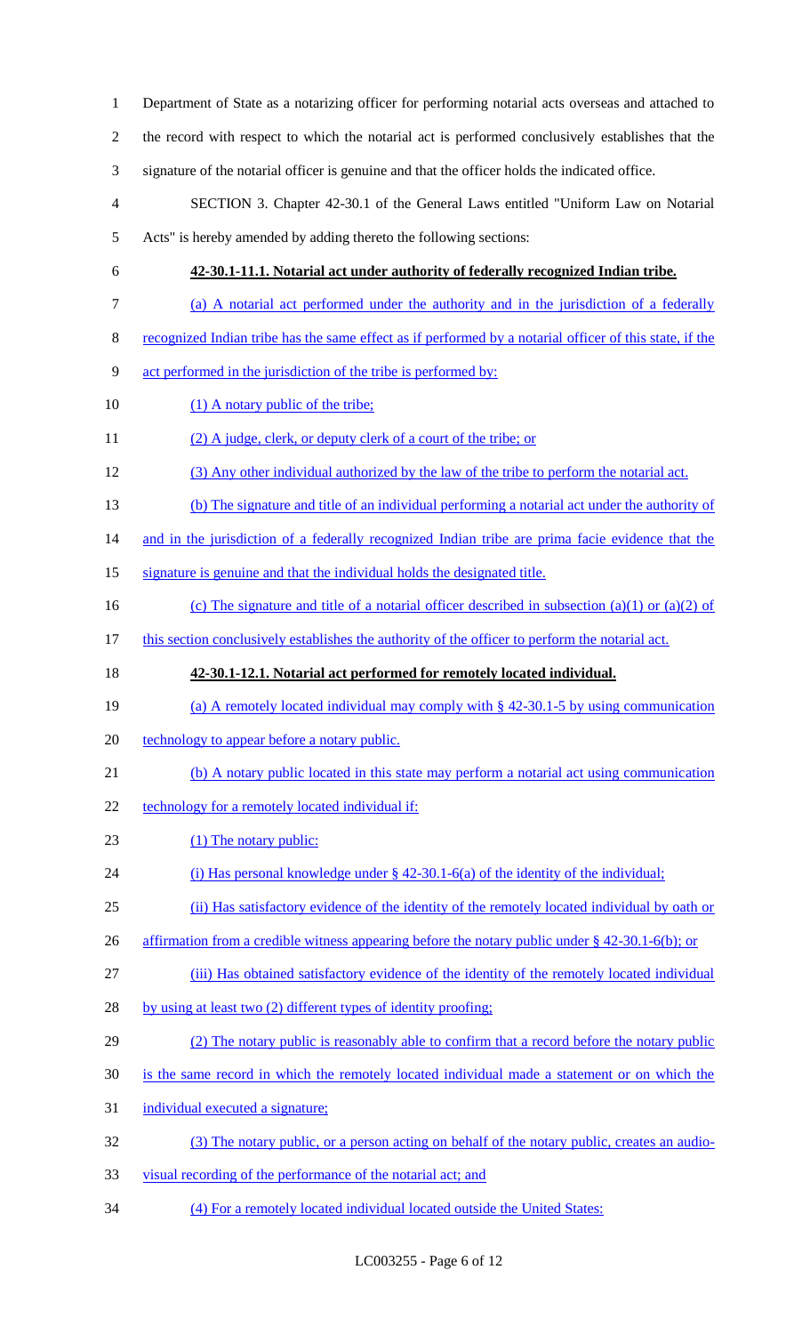Department of State as a notarizing officer for performing notarial acts overseas and attached to the record with respect to which the notarial act is performed conclusively establishes that the signature of the notarial officer is genuine and that the officer holds the indicated office.

SECTION 3. Chapter 42-30.1 of the General Laws entitled "Uniform Law on Notarial Acts" is hereby amended by adding thereto the following sections:

**42-30.1-11.1. Notarial act under authority of federally recognized Indian tribe.**

(a) A notarial act performed under the authority and in the jurisdiction of a federally recognized Indian tribe has the same effect as if performed by a notarial officer of this state, if the act performed in the jurisdiction of the tribe is performed by:

(1) A notary public of the tribe;

(2) A judge, clerk, or deputy clerk of a court of the tribe; or

(3) Any other individual authorized by the law of the tribe to perform the notarial act.

(b) The signature and title of an individual performing a notarial act under the authority of and in the jurisdiction of a federally recognized Indian tribe are prima facie evidence that the signature is genuine and that the individual holds the designated title.

(c) The signature and title of a notarial officer described in subsection (a)(1) or (a)(2) of this section conclusively establishes the authority of the officer to perform the notarial act.

**42-30.1-12.1. Notarial act performed for remotely located individual.**

(a) A remotely located individual may comply with § 42-30.1-5 by using communication technology to appear before a notary public.

(b) A notary public located in this state may perform a notarial act using communication technology for a remotely located individual if:

(1) The notary public:

(i) Has personal knowledge under § 42-30.1-6(a) of the identity of the individual;

(ii) Has satisfactory evidence of the identity of the remotely located individual by oath or affirmation from a credible witness appearing before the notary public under § 42-30.1-6(b); or

(iii) Has obtained satisfactory evidence of the identity of the remotely located individual by using at least two (2) different types of identity proofing;

(2) The notary public is reasonably able to confirm that a record before the notary public is the same record in which the remotely located individual made a statement or on which the individual executed a signature;

(3) The notary public, or a person acting on behalf of the notary public, creates an audio-visual recording of the performance of the notarial act; and

(4) For a remotely located individual located outside the United States: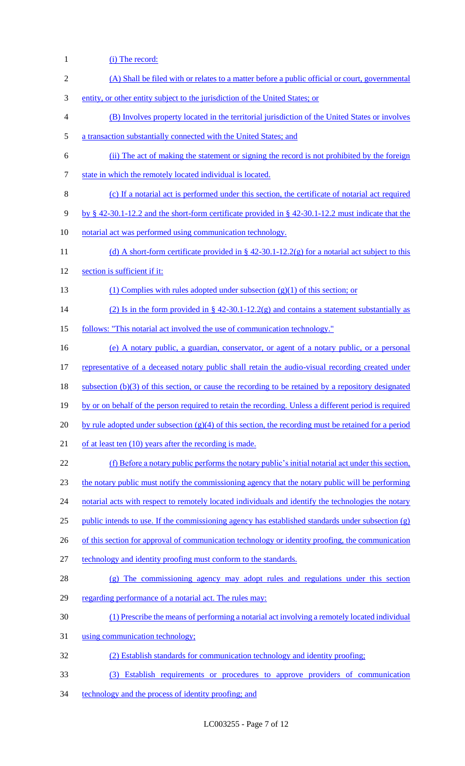(i) The record:

(A) Shall be filed with or relates to a matter before a public official or court, governmental entity, or other entity subject to the jurisdiction of the United States; or

(B) Involves property located in the territorial jurisdiction of the United States or involves a transaction substantially connected with the United States; and

(ii) The act of making the statement or signing the record is not prohibited by the foreign state in which the remotely located individual is located.

(c) If a notarial act is performed under this section, the certificate of notarial act required by § 42-30.1-12.2 and the short-form certificate provided in § 42-30.1-12.2 must indicate that the notarial act was performed using communication technology.

(d) A short-form certificate provided in § 42-30.1-12.2(g) for a notarial act subject to this section is sufficient if it:

(1) Complies with rules adopted under subsection (g)(1) of this section; or

(2) Is in the form provided in § 42-30.1-12.2(g) and contains a statement substantially as follows: "This notarial act involved the use of communication technology."

(e) A notary public, a guardian, conservator, or agent of a notary public, or a personal representative of a deceased notary public shall retain the audio-visual recording created under subsection (b)(3) of this section, or cause the recording to be retained by a repository designated by or on behalf of the person required to retain the recording. Unless a different period is required by rule adopted under subsection (g)(4) of this section, the recording must be retained for a period of at least ten (10) years after the recording is made.

(f) Before a notary public performs the notary public's initial notarial act under this section, the notary public must notify the commissioning agency that the notary public will be performing notarial acts with respect to remotely located individuals and identify the technologies the notary public intends to use. If the commissioning agency has established standards under subsection (g) of this section for approval of communication technology or identity proofing, the communication technology and identity proofing must conform to the standards.

(g) The commissioning agency may adopt rules and regulations under this section regarding performance of a notarial act. The rules may:

(1) Prescribe the means of performing a notarial act involving a remotely located individual using communication technology;

(2) Establish standards for communication technology and identity proofing;

(3) Establish requirements or procedures to approve providers of communication technology and the process of identity proofing; and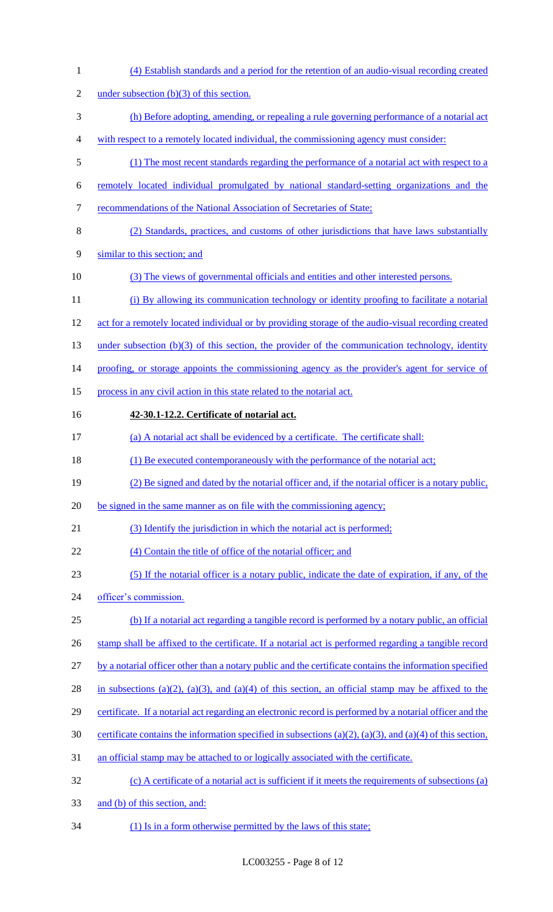(4) Establish standards and a period for the retention of an audio-visual recording created under subsection (b)(3) of this section.

(h) Before adopting, amending, or repealing a rule governing performance of a notarial act with respect to a remotely located individual, the commissioning agency must consider:

(1) The most recent standards regarding the performance of a notarial act with respect to a remotely located individual promulgated by national standard-setting organizations and the recommendations of the National Association of Secretaries of State;

(2) Standards, practices, and customs of other jurisdictions that have laws substantially similar to this section; and

(3) The views of governmental officials and entities and other interested persons.

(i) By allowing its communication technology or identity proofing to facilitate a notarial act for a remotely located individual or by providing storage of the audio-visual recording created under subsection (b)(3) of this section, the provider of the communication technology, identity proofing, or storage appoints the commissioning agency as the provider's agent for service of process in any civil action in this state related to the notarial act.

**42-30.1-12.2. Certificate of notarial act.**

(a) A notarial act shall be evidenced by a certificate. The certificate shall:

(1) Be executed contemporaneously with the performance of the notarial act;

(2) Be signed and dated by the notarial officer and, if the notarial officer is a notary public, be signed in the same manner as on file with the commissioning agency;

(3) Identify the jurisdiction in which the notarial act is performed;

(4) Contain the title of office of the notarial officer; and

(5) If the notarial officer is a notary public, indicate the date of expiration, if any, of the officer's commission.

(b) If a notarial act regarding a tangible record is performed by a notary public, an official stamp shall be affixed to the certificate. If a notarial act is performed regarding a tangible record by a notarial officer other than a notary public and the certificate contains the information specified in subsections (a)(2), (a)(3), and (a)(4) of this section, an official stamp may be affixed to the certificate. If a notarial act regarding an electronic record is performed by a notarial officer and the certificate contains the information specified in subsections (a)(2), (a)(3), and (a)(4) of this section, an official stamp may be attached to or logically associated with the certificate.

(c) A certificate of a notarial act is sufficient if it meets the requirements of subsections (a) and (b) of this section, and:

(1) Is in a form otherwise permitted by the laws of this state;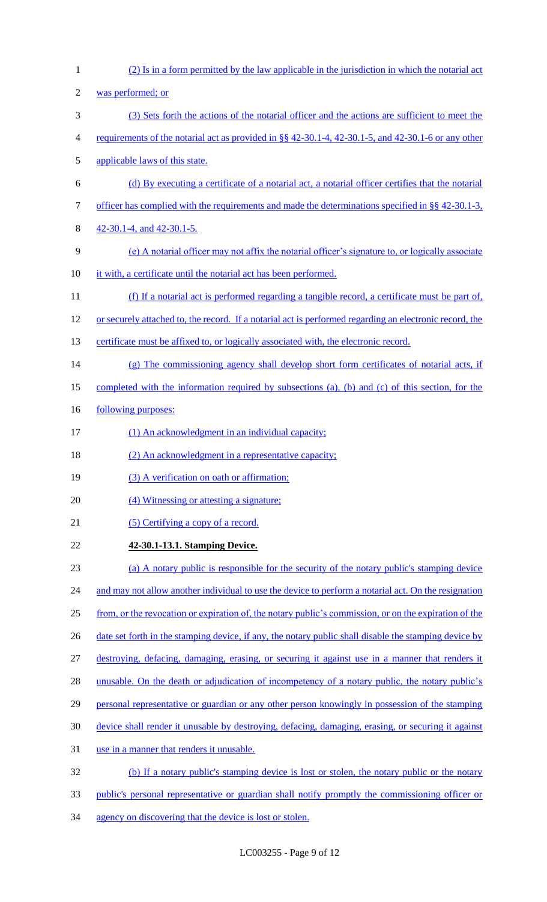(2) Is in a form permitted by the law applicable in the jurisdiction in which the notarial act was performed; or

(3) Sets forth the actions of the notarial officer and the actions are sufficient to meet the requirements of the notarial act as provided in §§ 42-30.1-4, 42-30.1-5, and 42-30.1-6 or any other applicable laws of this state.

(d) By executing a certificate of a notarial act, a notarial officer certifies that the notarial officer has complied with the requirements and made the determinations specified in §§ 42-30.1-3, 42-30.1-4, and 42-30.1-5.

(e) A notarial officer may not affix the notarial officer's signature to, or logically associate it with, a certificate until the notarial act has been performed.

(f) If a notarial act is performed regarding a tangible record, a certificate must be part of, or securely attached to, the record. If a notarial act is performed regarding an electronic record, the certificate must be affixed to, or logically associated with, the electronic record.

(g) The commissioning agency shall develop short form certificates of notarial acts, if completed with the information required by subsections (a), (b) and (c) of this section, for the following purposes:

(1) An acknowledgment in an individual capacity;

(2) An acknowledgment in a representative capacity;

(3) A verification on oath or affirmation;

(4) Witnessing or attesting a signature;

(5) Certifying a copy of a record.

**42-30.1-13.1. Stamping Device.**

(a) A notary public is responsible for the security of the notary public's stamping device and may not allow another individual to use the device to perform a notarial act. On the resignation from, or the revocation or expiration of, the notary public's commission, or on the expiration of the date set forth in the stamping device, if any, the notary public shall disable the stamping device by destroying, defacing, damaging, erasing, or securing it against use in a manner that renders it unusable. On the death or adjudication of incompetency of a notary public, the notary public's personal representative or guardian or any other person knowingly in possession of the stamping device shall render it unusable by destroying, defacing, damaging, erasing, or securing it against use in a manner that renders it unusable.

(b) If a notary public's stamping device is lost or stolen, the notary public or the notary public's personal representative or guardian shall notify promptly the commissioning officer or agency on discovering that the device is lost or stolen.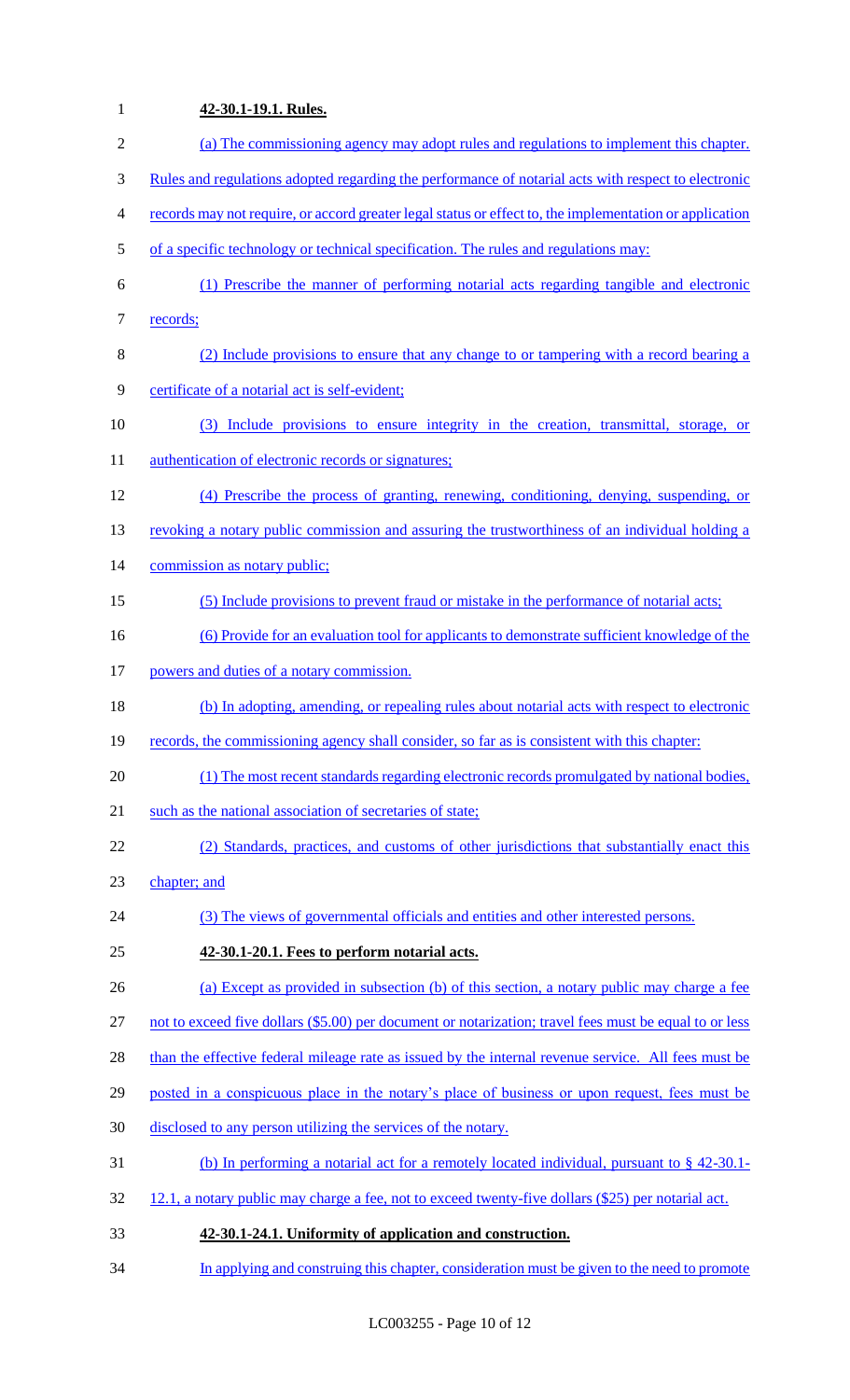**42-30.1-19.1. Rules.**

(a) The commissioning agency may adopt rules and regulations to implement this chapter. Rules and regulations adopted regarding the performance of notarial acts with respect to electronic records may not require, or accord greater legal status or effect to, the implementation or application of a specific technology or technical specification. The rules and regulations may:

(1) Prescribe the manner of performing notarial acts regarding tangible and electronic records;

(2) Include provisions to ensure that any change to or tampering with a record bearing a certificate of a notarial act is self-evident;

(3) Include provisions to ensure integrity in the creation, transmittal, storage, or authentication of electronic records or signatures;

(4) Prescribe the process of granting, renewing, conditioning, denying, suspending, or revoking a notary public commission and assuring the trustworthiness of an individual holding a commission as notary public;

(5) Include provisions to prevent fraud or mistake in the performance of notarial acts;

(6) Provide for an evaluation tool for applicants to demonstrate sufficient knowledge of the powers and duties of a notary commission.

(b) In adopting, amending, or repealing rules about notarial acts with respect to electronic records, the commissioning agency shall consider, so far as is consistent with this chapter:

(1) The most recent standards regarding electronic records promulgated by national bodies, such as the national association of secretaries of state;

(2) Standards, practices, and customs of other jurisdictions that substantially enact this chapter; and

(3) The views of governmental officials and entities and other interested persons.

**42-30.1-20.1. Fees to perform notarial acts.**

(a) Except as provided in subsection (b) of this section, a notary public may charge a fee not to exceed five dollars ($5.00) per document or notarization; travel fees must be equal to or less than the effective federal mileage rate as issued by the internal revenue service. All fees must be posted in a conspicuous place in the notary's place of business or upon request, fees must be disclosed to any person utilizing the services of the notary.

(b) In performing a notarial act for a remotely located individual, pursuant to § 42-30.1-12.1, a notary public may charge a fee, not to exceed twenty-five dollars ($25) per notarial act.

**42-30.1-24.1. Uniformity of application and construction.**

In applying and construing this chapter, consideration must be given to the need to promote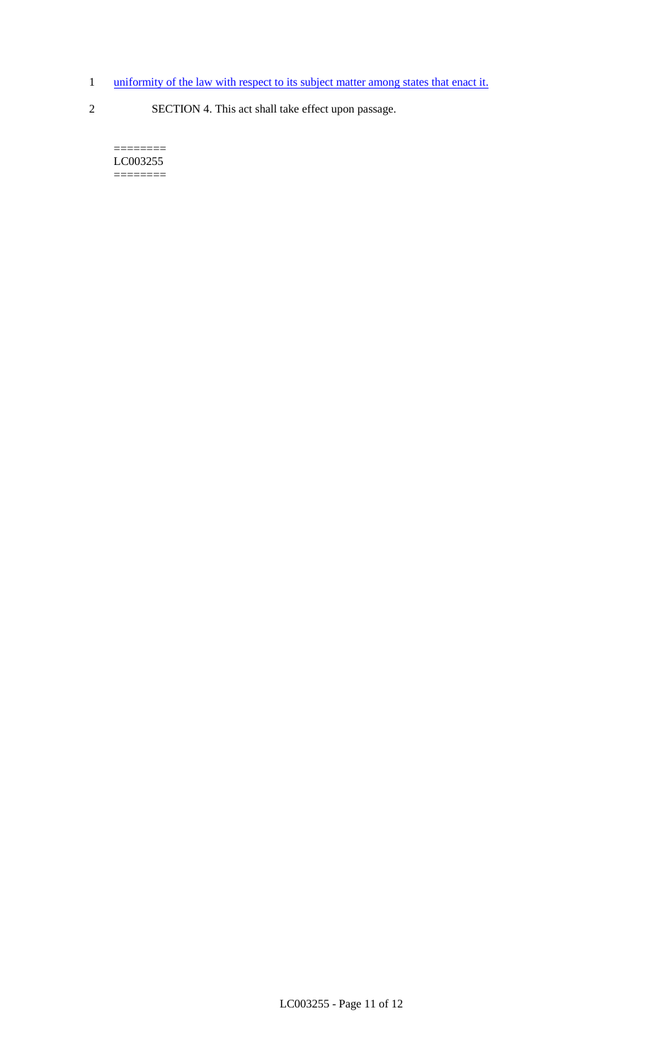uniformity of the law with respect to its subject matter among states that enact it.

SECTION 4. This act shall take effect upon passage.

========
LC003255
========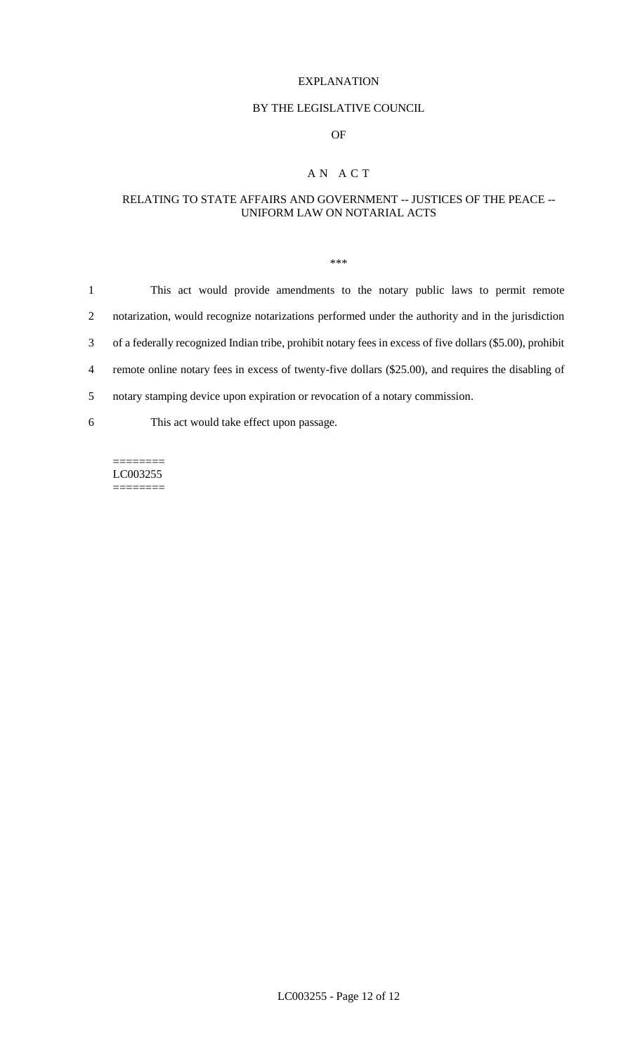EXPLANATION

BY THE LEGISLATIVE COUNCIL

OF

# A N A C T

RELATING TO STATE AFFAIRS AND GOVERNMENT -- JUSTICES OF THE PEACE -- UNIFORM LAW ON NOTARIAL ACTS

***

1 This act would provide amendments to the notary public laws to permit remote
2 notarization, would recognize notarizations performed under the authority and in the jurisdiction
3 of a federally recognized Indian tribe, prohibit notary fees in excess of five dollars ($5.00), prohibit
4 remote online notary fees in excess of twenty-five dollars ($25.00), and requires the disabling of
5 notary stamping device upon expiration or revocation of a notary commission.
6 This act would take effect upon passage.

========
LC003255
========